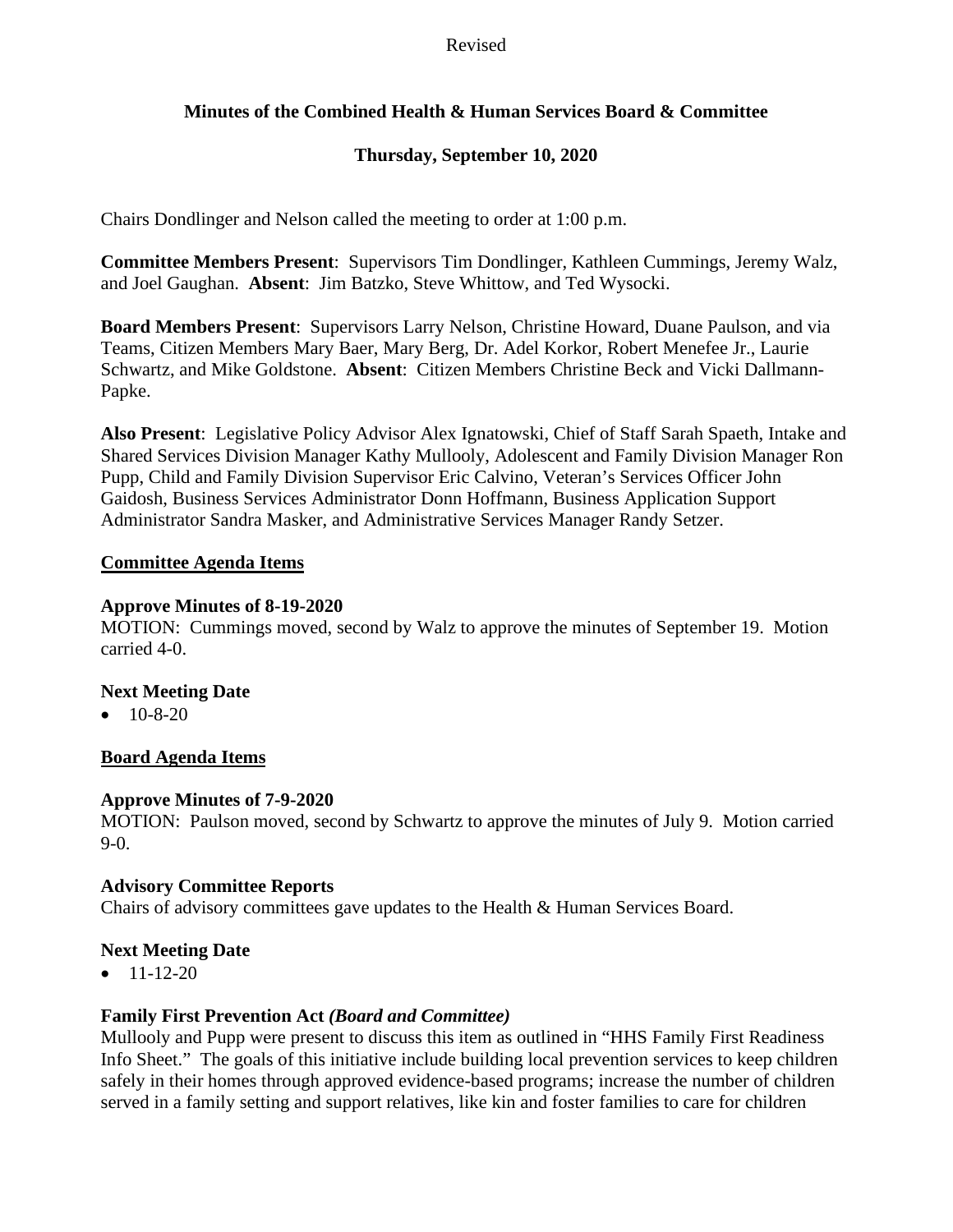Revised

# Minutes of the Combined Health & Human Services Board & Committee

## Thursday, September 10, 2020

Chairs Dondlinger and Nelson called the meeting to order at 1:00 p.m.

**Committee Members Present**: Supervisors Tim Dondlinger, Kathleen Cummings, Jeremy Walz, and Joel Gaughan. **Absent**: Jim Batzko, Steve Whittow, and Ted Wysocki.

**Board Members Present**: Supervisors Larry Nelson, Christine Howard, Duane Paulson, and via Teams, Citizen Members Mary Baer, Mary Berg, Dr. Adel Korkor, Robert Menefee Jr., Laurie Schwartz, and Mike Goldstone. **Absent**: Citizen Members Christine Beck and Vicki Dallmann-Papke.

**Also Present**: Legislative Policy Advisor Alex Ignatowski, Chief of Staff Sarah Spaeth, Intake and Shared Services Division Manager Kathy Mullooly, Adolescent and Family Division Manager Ron Pupp, Child and Family Division Supervisor Eric Calvino, Veteran's Services Officer John Gaidosh, Business Services Administrator Donn Hoffmann, Business Application Support Administrator Sandra Masker, and Administrative Services Manager Randy Setzer.

**<u>Committee Agenda Items</u>**

**Approve Minutes of 8-19-2020**

MOTION: Cummings moved, second by Walz to approve the minutes of September 19. Motion carried 4-0.

**Next Meeting Date**

- 10-8-20

**<u>Board Agenda Items</u>**

**Approve Minutes of 7-9-2020**

MOTION: Paulson moved, second by Schwartz to approve the minutes of July 9. Motion carried 9-0.

**Advisory Committee Reports**

Chairs of advisory committees gave updates to the Health & Human Services Board.

**Next Meeting Date**

- 11-12-20

**Family First Prevention Act** ***(Board and Committee)***

Mullooly and Pupp were present to discuss this item as outlined in "HHS Family First Readiness Info Sheet." The goals of this initiative include building local prevention services to keep children safely in their homes through approved evidence-based programs; increase the number of children served in a family setting and support relatives, like kin and foster families to care for children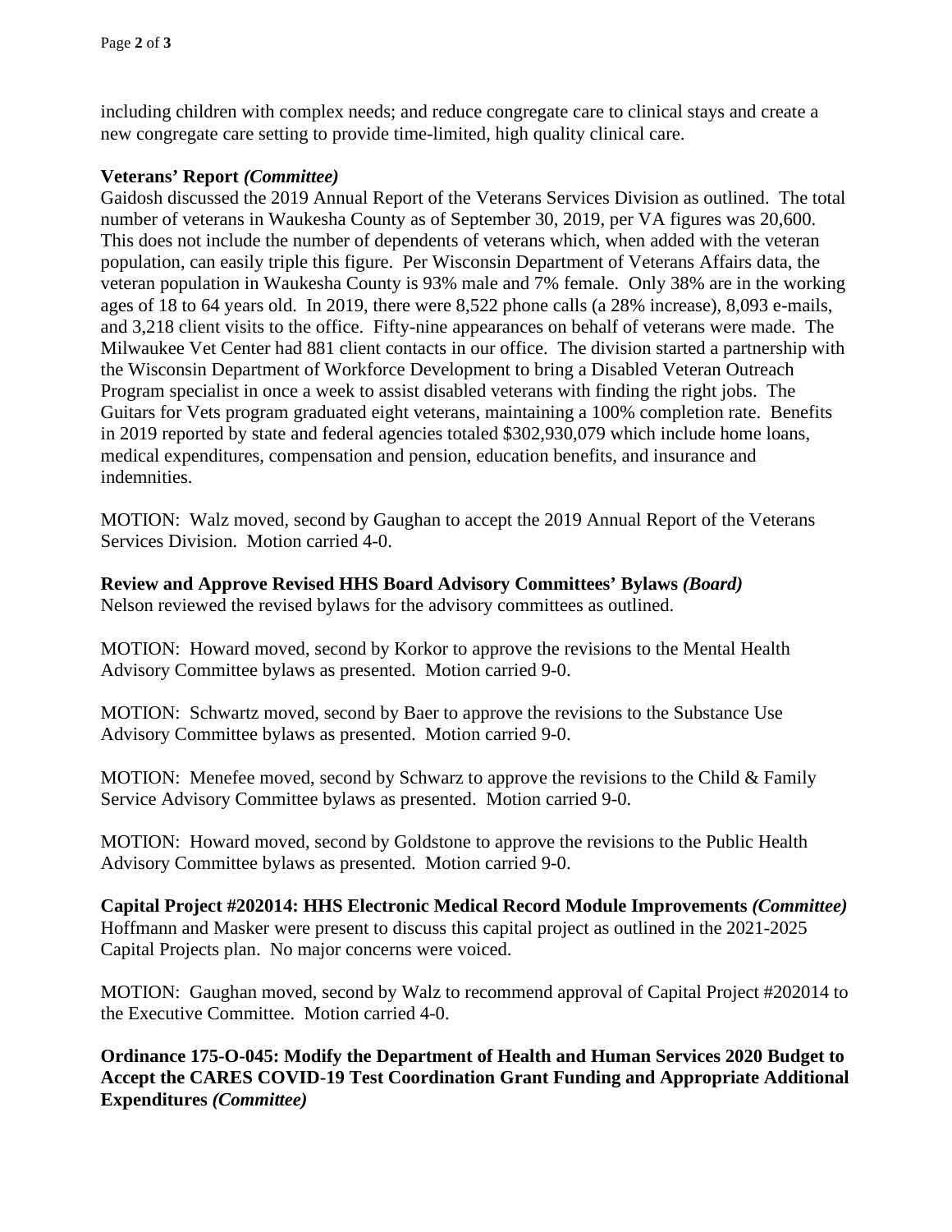including children with complex needs; and reduce congregate care to clinical stays and create a new congregate care setting to provide time-limited, high quality clinical care.

**Veterans' Report** ***(Committee)***

Gaidosh discussed the 2019 Annual Report of the Veterans Services Division as outlined. The total number of veterans in Waukesha County as of September 30, 2019, per VA figures was 20,600. This does not include the number of dependents of veterans which, when added with the veteran population, can easily triple this figure. Per Wisconsin Department of Veterans Affairs data, the veteran population in Waukesha County is 93% male and 7% female. Only 38% are in the working ages of 18 to 64 years old. In 2019, there were 8,522 phone calls (a 28% increase), 8,093 e-mails, and 3,218 client visits to the office. Fifty-nine appearances on behalf of veterans were made. The Milwaukee Vet Center had 881 client contacts in our office. The division started a partnership with the Wisconsin Department of Workforce Development to bring a Disabled Veteran Outreach Program specialist in once a week to assist disabled veterans with finding the right jobs. The Guitars for Vets program graduated eight veterans, maintaining a 100% completion rate. Benefits in 2019 reported by state and federal agencies totaled $302,930,079 which include home loans, medical expenditures, compensation and pension, education benefits, and insurance and indemnities.

MOTION: Walz moved, second by Gaughan to accept the 2019 Annual Report of the Veterans Services Division. Motion carried 4-0.

**Review and Approve Revised HHS Board Advisory Committees' Bylaws** ***(Board)***

Nelson reviewed the revised bylaws for the advisory committees as outlined.

MOTION: Howard moved, second by Korkor to approve the revisions to the Mental Health Advisory Committee bylaws as presented. Motion carried 9-0.

MOTION: Schwartz moved, second by Baer to approve the revisions to the Substance Use Advisory Committee bylaws as presented. Motion carried 9-0.

MOTION: Menefee moved, second by Schwarz to approve the revisions to the Child & Family Service Advisory Committee bylaws as presented. Motion carried 9-0.

MOTION: Howard moved, second by Goldstone to approve the revisions to the Public Health Advisory Committee bylaws as presented. Motion carried 9-0.

**Capital Project #202014: HHS Electronic Medical Record Module Improvements** ***(Committee)***

Hoffmann and Masker were present to discuss this capital project as outlined in the 2021-2025 Capital Projects plan. No major concerns were voiced.

MOTION: Gaughan moved, second by Walz to recommend approval of Capital Project #202014 to the Executive Committee. Motion carried 4-0.

**Ordinance 175-O-045: Modify the Department of Health and Human Services 2020 Budget to Accept the CARES COVID-19 Test Coordination Grant Funding and Appropriate Additional Expenditures** ***(Committee)***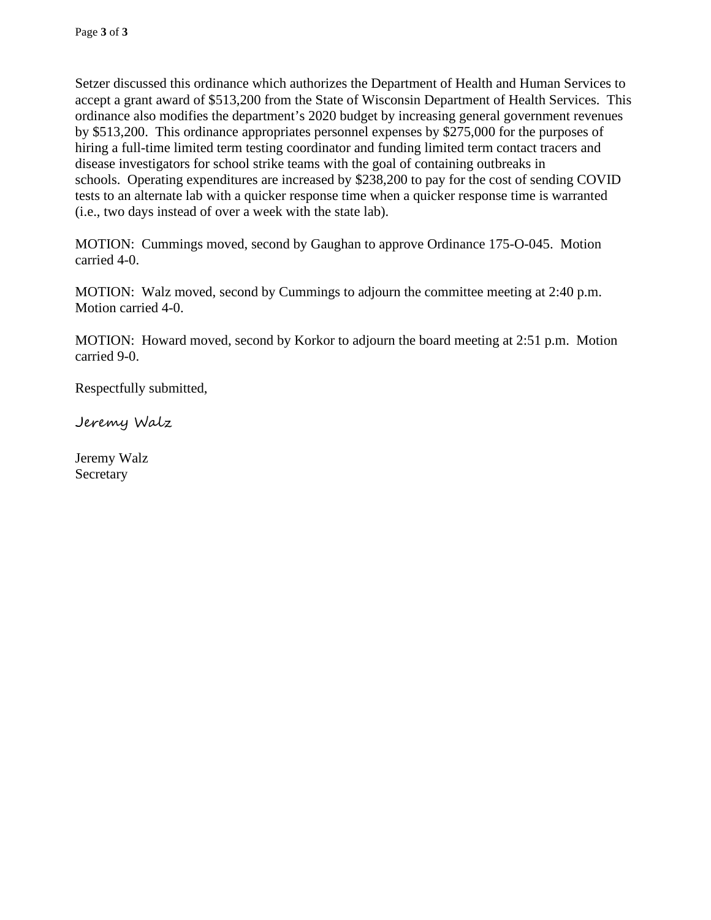Setzer discussed this ordinance which authorizes the Department of Health and Human Services to accept a grant award of $513,200 from the State of Wisconsin Department of Health Services. This ordinance also modifies the department's 2020 budget by increasing general government revenues by $513,200. This ordinance appropriates personnel expenses by $275,000 for the purposes of hiring a full-time limited term testing coordinator and funding limited term contact tracers and disease investigators for school strike teams with the goal of containing outbreaks in schools. Operating expenditures are increased by $238,200 to pay for the cost of sending COVID tests to an alternate lab with a quicker response time when a quicker response time is warranted (i.e., two days instead of over a week with the state lab).

MOTION: Cummings moved, second by Gaughan to approve Ordinance 175-O-045. Motion carried 4-0.

MOTION: Walz moved, second by Cummings to adjourn the committee meeting at 2:40 p.m. Motion carried 4-0.

MOTION: Howard moved, second by Korkor to adjourn the board meeting at 2:51 p.m. Motion carried 9-0.

Respectfully submitted,

*Jeremy Walz*

Jeremy Walz
Secretary